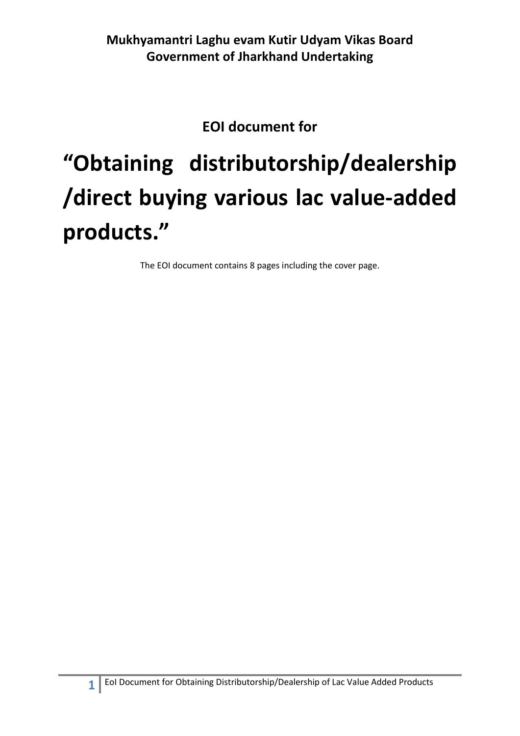**Mukhyamantri Laghu evam Kutir Udyam Vikas Board**
**Government of Jharkhand Undertaking**

**EOI document for**

# "Obtaining distributorship/dealership /direct buying various lac value-added products."

The EOI document contains 8 pages including the cover page.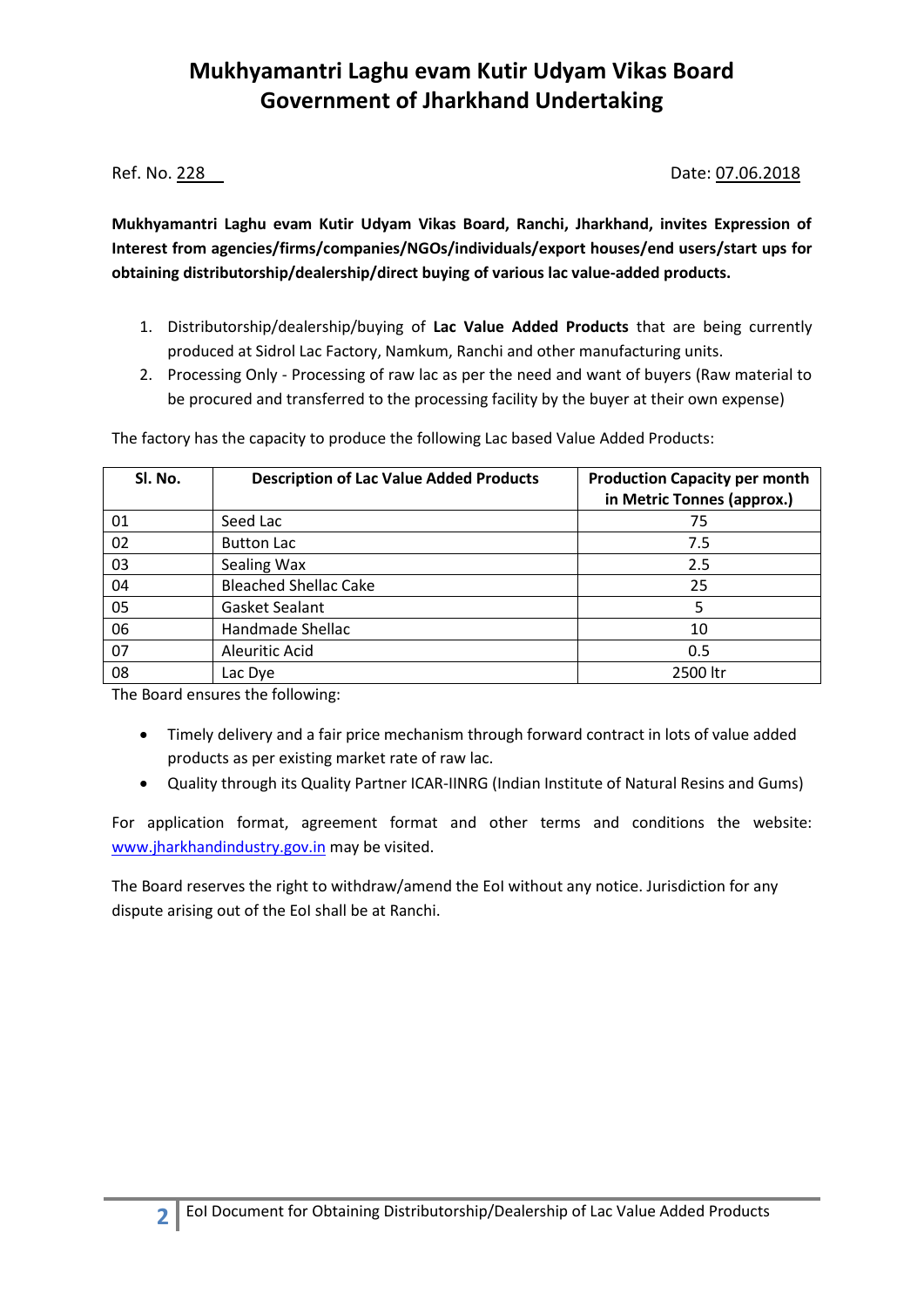# Mukhyamantri Laghu evam Kutir Udyam Vikas Board
# Government of Jharkhand Undertaking

Ref. No. 228 Date: 07.06.2018

**Mukhyamantri Laghu evam Kutir Udyam Vikas Board, Ranchi, Jharkhand, invites Expression of Interest from agencies/firms/companies/NGOs/individuals/export houses/end users/start ups for obtaining distributorship/dealership/direct buying of various lac value-added products.**

1. Distributorship/dealership/buying of **Lac Value Added Products** that are being currently produced at Sidrol Lac Factory, Namkum, Ranchi and other manufacturing units.
2. Processing Only - Processing of raw lac as per the need and want of buyers (Raw material to be procured and transferred to the processing facility by the buyer at their own expense)

The factory has the capacity to produce the following Lac based Value Added Products:

| Sl. No. | Description of Lac Value Added Products | Production Capacity per month in Metric Tonnes (approx.) |
|---|---|---|
| 01 | Seed Lac | 75 |
| 02 | Button Lac | 7.5 |
| 03 | Sealing Wax | 2.5 |
| 04 | Bleached Shellac Cake | 25 |
| 05 | Gasket Sealant | 5 |
| 06 | Handmade Shellac | 10 |
| 07 | Aleuritic Acid | 0.5 |
| 08 | Lac Dye | 2500 ltr |

The Board ensures the following:

- Timely delivery and a fair price mechanism through forward contract in lots of value added products as per existing market rate of raw lac.
- Quality through its Quality Partner ICAR-IINRG (Indian Institute of Natural Resins and Gums)

For application format, agreement format and other terms and conditions the website: www.jharkhandindustry.gov.in may be visited.

The Board reserves the right to withdraw/amend the EoI without any notice. Jurisdiction for any dispute arising out of the EoI shall be at Ranchi.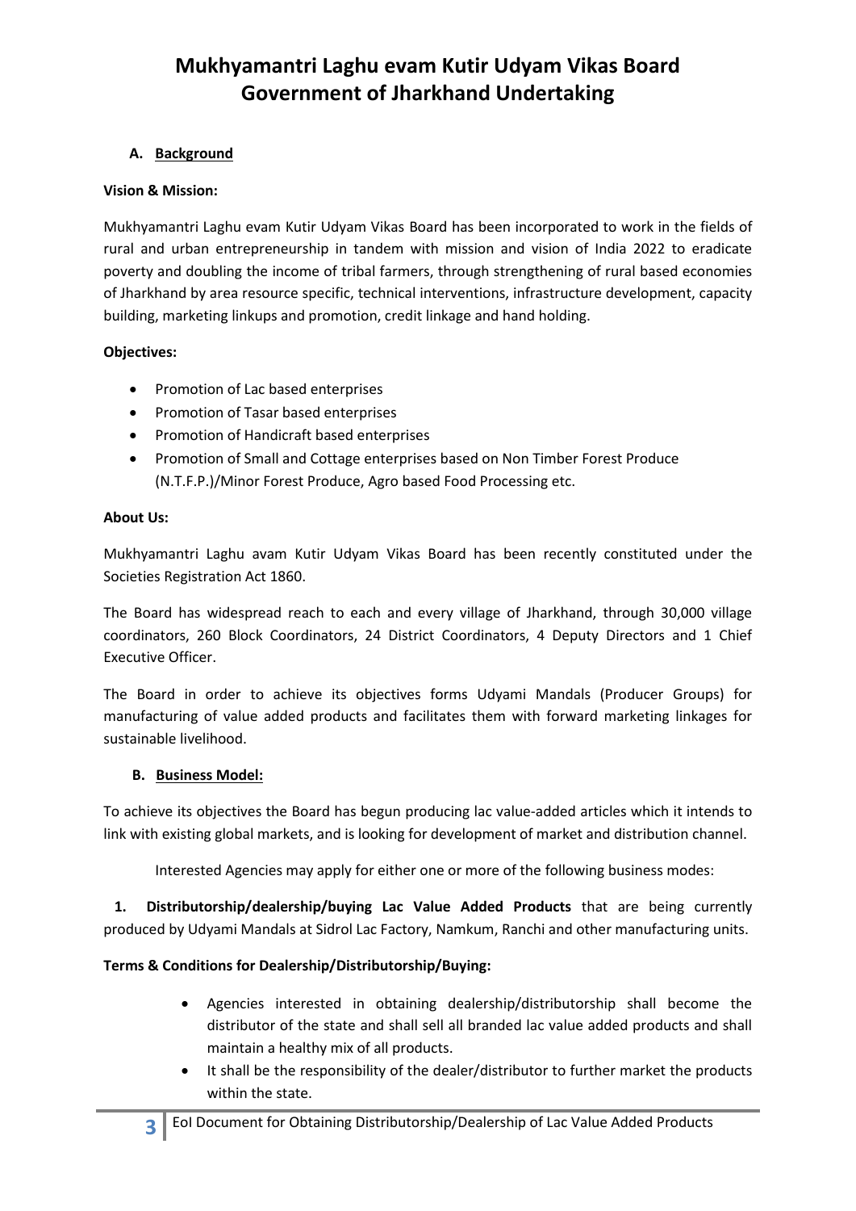# Mukhyamantri Laghu evam Kutir Udyam Vikas Board
# Government of Jharkhand Undertaking

## A. Background

**Vision & Mission:**

Mukhyamantri Laghu evam Kutir Udyam Vikas Board has been incorporated to work in the fields of rural and urban entrepreneurship in tandem with mission and vision of India 2022 to eradicate poverty and doubling the income of tribal farmers, through strengthening of rural based economies of Jharkhand by area resource specific, technical interventions, infrastructure development, capacity building, marketing linkups and promotion, credit linkage and hand holding.

**Objectives:**

- Promotion of Lac based enterprises
- Promotion of Tasar based enterprises
- Promotion of Handicraft based enterprises
- Promotion of Small and Cottage enterprises based on Non Timber Forest Produce (N.T.F.P.)/Minor Forest Produce, Agro based Food Processing etc.

**About Us:**

Mukhyamantri Laghu avam Kutir Udyam Vikas Board has been recently constituted under the Societies Registration Act 1860.

The Board has widespread reach to each and every village of Jharkhand, through 30,000 village coordinators, 260 Block Coordinators, 24 District Coordinators, 4 Deputy Directors and 1 Chief Executive Officer.

The Board in order to achieve its objectives forms Udyami Mandals (Producer Groups) for manufacturing of value added products and facilitates them with forward marketing linkages for sustainable livelihood.

## B. Business Model:

To achieve its objectives the Board has begun producing lac value-added articles which it intends to link with existing global markets, and is looking for development of market and distribution channel.

Interested Agencies may apply for either one or more of the following business modes:

1. **Distributorship/dealership/buying Lac Value Added Products** that are being currently produced by Udyami Mandals at Sidrol Lac Factory, Namkum, Ranchi and other manufacturing units.

**Terms & Conditions for Dealership/Distributorship/Buying:**

- Agencies interested in obtaining dealership/distributorship shall become the distributor of the state and shall sell all branded lac value added products and shall maintain a healthy mix of all products.
- It shall be the responsibility of the dealer/distributor to further market the products within the state.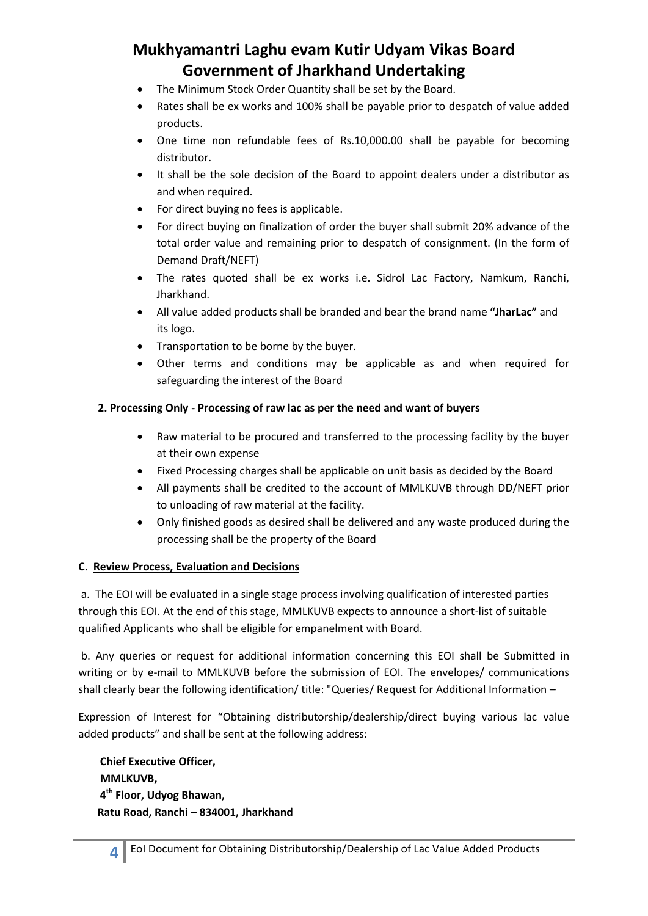- The Minimum Stock Order Quantity shall be set by the Board.
- Rates shall be ex works and 100% shall be payable prior to despatch of value added products.
- One time non refundable fees of Rs.10,000.00 shall be payable for becoming distributor.
- It shall be the sole decision of the Board to appoint dealers under a distributor as and when required.
- For direct buying no fees is applicable.
- For direct buying on finalization of order the buyer shall submit 20% advance of the total order value and remaining prior to despatch of consignment. (In the form of Demand Draft/NEFT)
- The rates quoted shall be ex works i.e. Sidrol Lac Factory, Namkum, Ranchi, Jharkhand.
- All value added products shall be branded and bear the brand name **"JharLac"** and its logo.
- Transportation to be borne by the buyer.
- Other terms and conditions may be applicable as and when required for safeguarding the interest of the Board

**2. Processing Only - Processing of raw lac as per the need and want of buyers**

- Raw material to be procured and transferred to the processing facility by the buyer at their own expense
- Fixed Processing charges shall be applicable on unit basis as decided by the Board
- All payments shall be credited to the account of MMLKUVB through DD/NEFT prior to unloading of raw material at the facility.
- Only finished goods as desired shall be delivered and any waste produced during the processing shall be the property of the Board

**C. Review Process, Evaluation and Decisions**

a. The EOI will be evaluated in a single stage process involving qualification of interested parties through this EOI. At the end of this stage, MMLKUVB expects to announce a short-list of suitable qualified Applicants who shall be eligible for empanelment with Board.

b. Any queries or request for additional information concerning this EOI shall be Submitted in writing or by e-mail to MMLKUVB before the submission of EOI. The envelopes/ communications shall clearly bear the following identification/ title: "Queries/ Request for Additional Information –

Expression of Interest for "Obtaining distributorship/dealership/direct buying various lac value added products" and shall be sent at the following address:

**Chief Executive Officer,**
**MMLKUVB,**
**4th Floor, Udyog Bhawan,**
**Ratu Road, Ranchi – 834001, Jharkhand**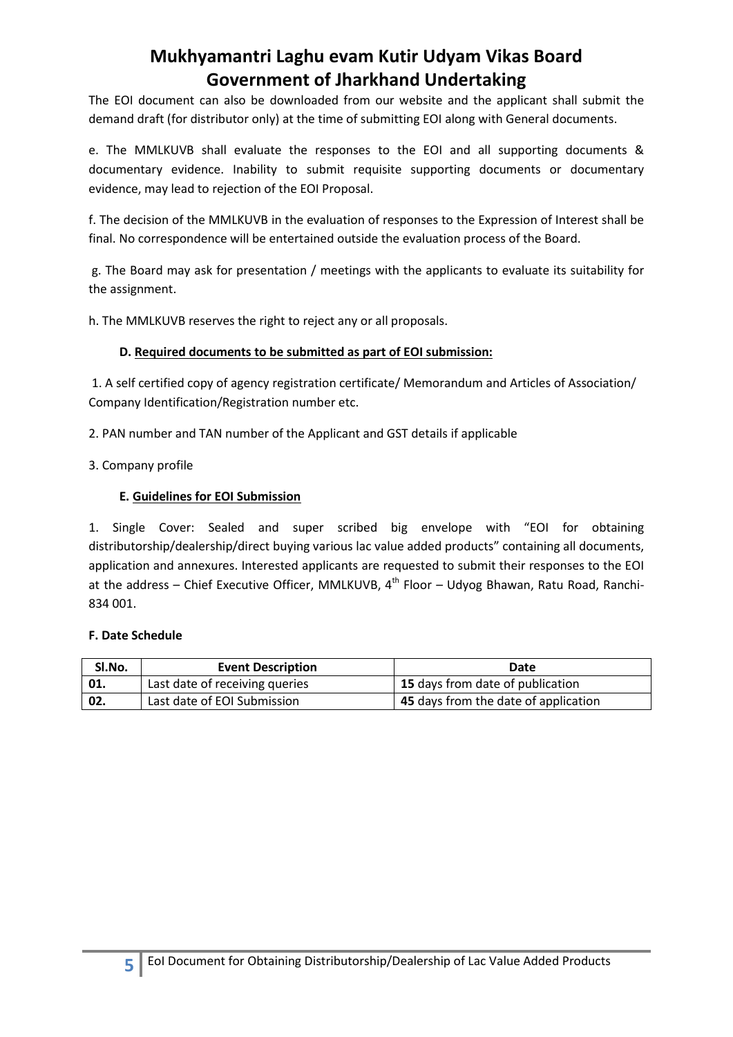The EOI document can also be downloaded from our website and the applicant shall submit the demand draft (for distributor only) at the time of submitting EOI along with General documents.

e. The MMLKUVB shall evaluate the responses to the EOI and all supporting documents & documentary evidence. Inability to submit requisite supporting documents or documentary evidence, may lead to rejection of the EOI Proposal.

f. The decision of the MMLKUVB in the evaluation of responses to the Expression of Interest shall be final. No correspondence will be entertained outside the evaluation process of the Board.

g. The Board may ask for presentation / meetings with the applicants to evaluate its suitability for the assignment.

h. The MMLKUVB reserves the right to reject any or all proposals.

### D. Required documents to be submitted as part of EOI submission:

1. A self certified copy of agency registration certificate/ Memorandum and Articles of Association/ Company Identification/Registration number etc.

2. PAN number and TAN number of the Applicant and GST details if applicable

3. Company profile

### E. Guidelines for EOI Submission

1. Single Cover: Sealed and super scribed big envelope with "EOI for obtaining distributorship/dealership/direct buying various lac value added products" containing all documents, application and annexures. Interested applicants are requested to submit their responses to the EOI at the address – Chief Executive Officer, MMLKUVB, 4th Floor – Udyog Bhawan, Ratu Road, Ranchi-834 001.

### F. Date Schedule

| Sl.No. | Event Description | Date |
|---|---|---|
| 01. | Last date of receiving queries | **15** days from date of publication |
| 02. | Last date of EOI Submission | **45** days from the date of application |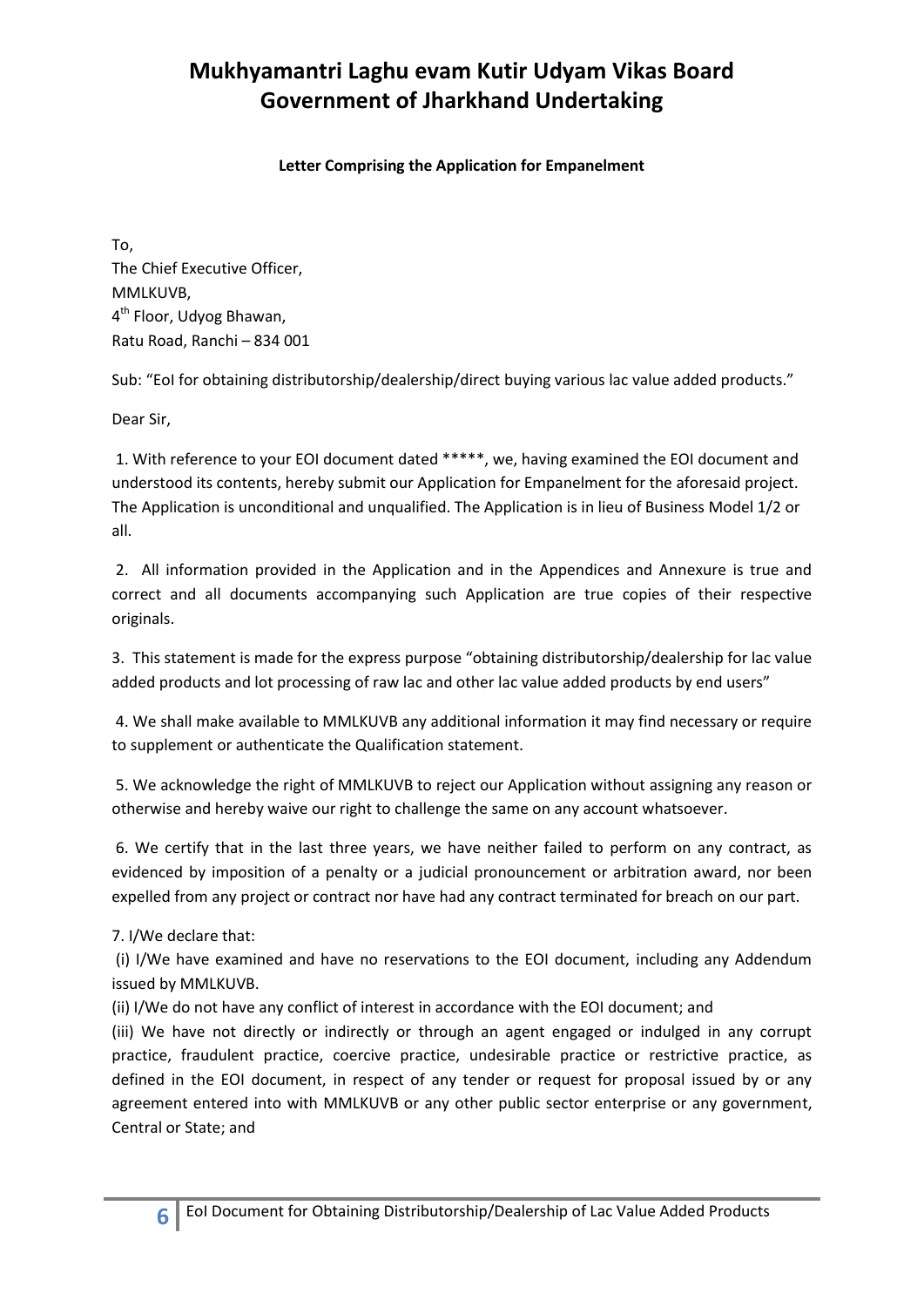# Mukhyamantri Laghu evam Kutir Udyam Vikas Board
# Government of Jharkhand Undertaking

**Letter Comprising the Application for Empanelment**

To,
The Chief Executive Officer,
MMLKUVB,
4th Floor, Udyog Bhawan,
Ratu Road, Ranchi – 834 001

Sub: "EoI for obtaining distributorship/dealership/direct buying various lac value added products."

Dear Sir,

1. With reference to your EOI document dated *****, we, having examined the EOI document and understood its contents, hereby submit our Application for Empanelment for the aforesaid project. The Application is unconditional and unqualified. The Application is in lieu of Business Model 1/2 or all.

2. All information provided in the Application and in the Appendices and Annexure is true and correct and all documents accompanying such Application are true copies of their respective originals.

3. This statement is made for the express purpose "obtaining distributorship/dealership for lac value added products and lot processing of raw lac and other lac value added products by end users"

4. We shall make available to MMLKUVB any additional information it may find necessary or require to supplement or authenticate the Qualification statement.

5. We acknowledge the right of MMLKUVB to reject our Application without assigning any reason or otherwise and hereby waive our right to challenge the same on any account whatsoever.

6. We certify that in the last three years, we have neither failed to perform on any contract, as evidenced by imposition of a penalty or a judicial pronouncement or arbitration award, nor been expelled from any project or contract nor have had any contract terminated for breach on our part.

7. I/We declare that:

(i) I/We have examined and have no reservations to the EOI document, including any Addendum issued by MMLKUVB.

(ii) I/We do not have any conflict of interest in accordance with the EOI document; and

(iii) We have not directly or indirectly or through an agent engaged or indulged in any corrupt practice, fraudulent practice, coercive practice, undesirable practice or restrictive practice, as defined in the EOI document, in respect of any tender or request for proposal issued by or any agreement entered into with MMLKUVB or any other public sector enterprise or any government, Central or State; and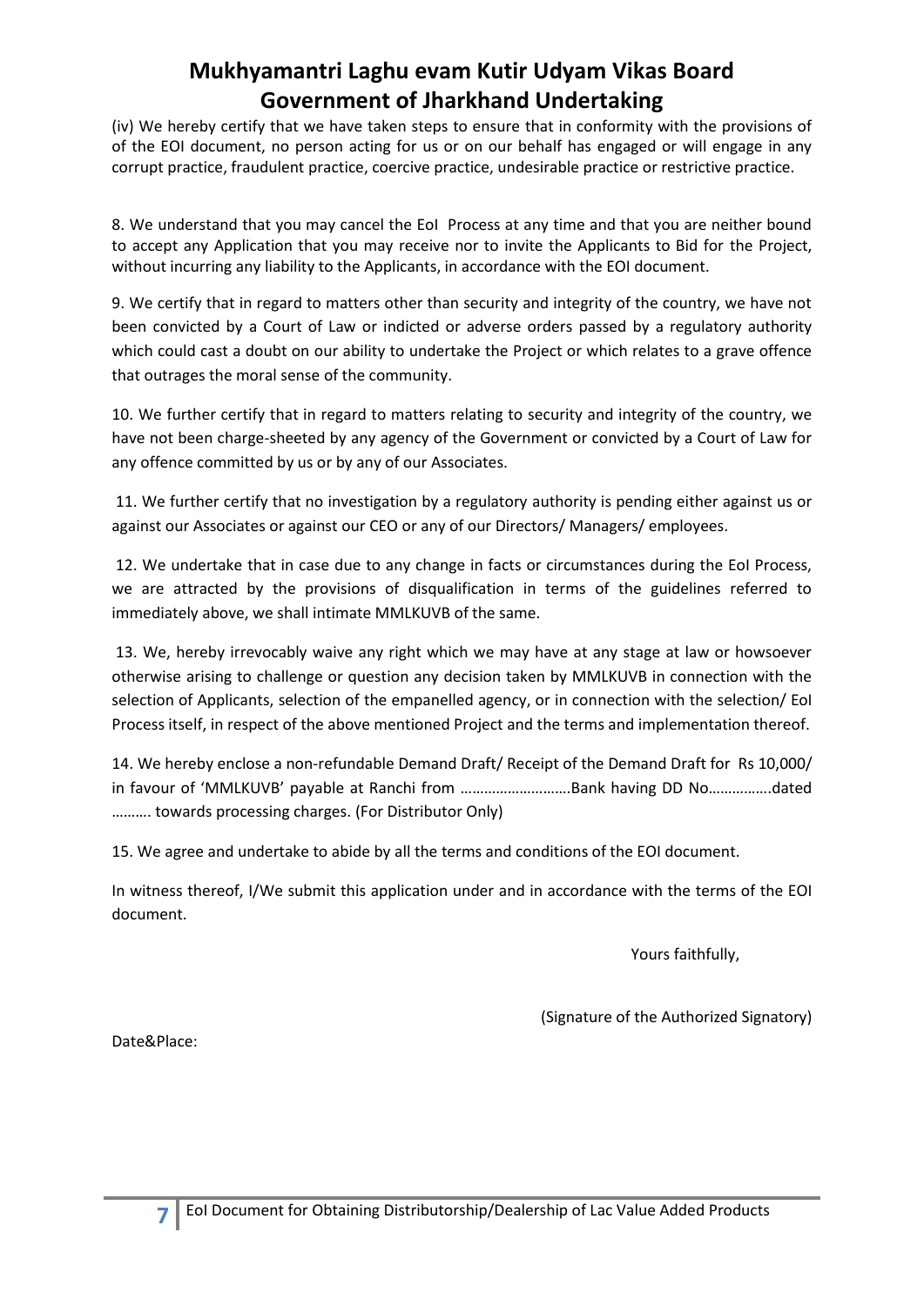(iv) We hereby certify that we have taken steps to ensure that in conformity with the provisions of of the EOI document, no person acting for us or on our behalf has engaged or will engage in any corrupt practice, fraudulent practice, coercive practice, undesirable practice or restrictive practice.

8. We understand that you may cancel the EoI Process at any time and that you are neither bound to accept any Application that you may receive nor to invite the Applicants to Bid for the Project, without incurring any liability to the Applicants, in accordance with the EOI document.

9. We certify that in regard to matters other than security and integrity of the country, we have not been convicted by a Court of Law or indicted or adverse orders passed by a regulatory authority which could cast a doubt on our ability to undertake the Project or which relates to a grave offence that outrages the moral sense of the community.

10. We further certify that in regard to matters relating to security and integrity of the country, we have not been charge-sheeted by any agency of the Government or convicted by a Court of Law for any offence committed by us or by any of our Associates.

11. We further certify that no investigation by a regulatory authority is pending either against us or against our Associates or against our CEO or any of our Directors/ Managers/ employees.

12. We undertake that in case due to any change in facts or circumstances during the EoI Process, we are attracted by the provisions of disqualification in terms of the guidelines referred to immediately above, we shall intimate MMLKUVB of the same.

13. We, hereby irrevocably waive any right which we may have at any stage at law or howsoever otherwise arising to challenge or question any decision taken by MMLKUVB in connection with the selection of Applicants, selection of the empanelled agency, or in connection with the selection/ EoI Process itself, in respect of the above mentioned Project and the terms and implementation thereof.

14. We hereby enclose a non-refundable Demand Draft/ Receipt of the Demand Draft for Rs 10,000/ in favour of 'MMLKUVB' payable at Ranchi from ……………………….Bank having DD No…………….dated ………. towards processing charges. (For Distributor Only)

15. We agree and undertake to abide by all the terms and conditions of the EOI document.

In witness thereof, I/We submit this application under and in accordance with the terms of the EOI document.

Yours faithfully,

(Signature of the Authorized Signatory)

Date&Place: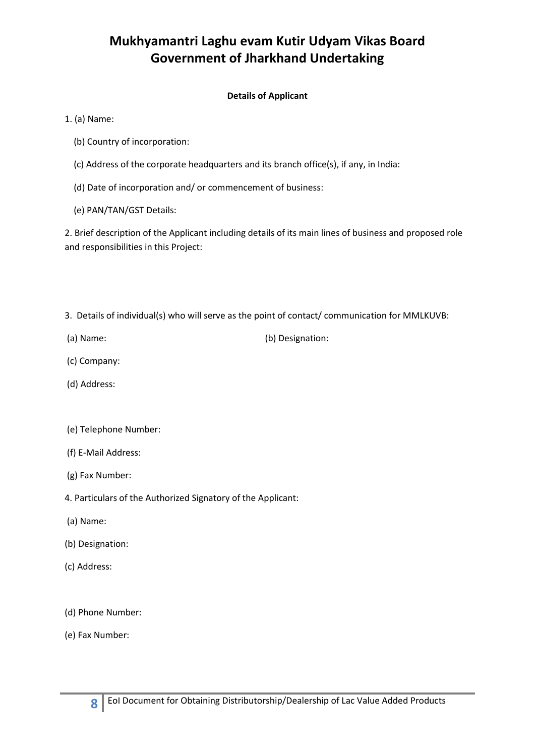# Mukhyamantri Laghu evam Kutir Udyam Vikas Board
# Government of Jharkhand Undertaking

**Details of Applicant**

1. (a) Name:

   (b) Country of incorporation:

   (c) Address of the corporate headquarters and its branch office(s), if any, in India:

   (d) Date of incorporation and/ or commencement of business:

   (e) PAN/TAN/GST Details:

2. Brief description of the Applicant including details of its main lines of business and proposed role and responsibilities in this Project:

3. Details of individual(s) who will serve as the point of contact/ communication for MMLKUVB:

   (a) Name: (b) Designation:

   (c) Company:

   (d) Address:

   (e) Telephone Number:

   (f) E-Mail Address:

   (g) Fax Number:

4. Particulars of the Authorized Signatory of the Applicant:

   (a) Name:

   (b) Designation:

   (c) Address:

   (d) Phone Number:

   (e) Fax Number: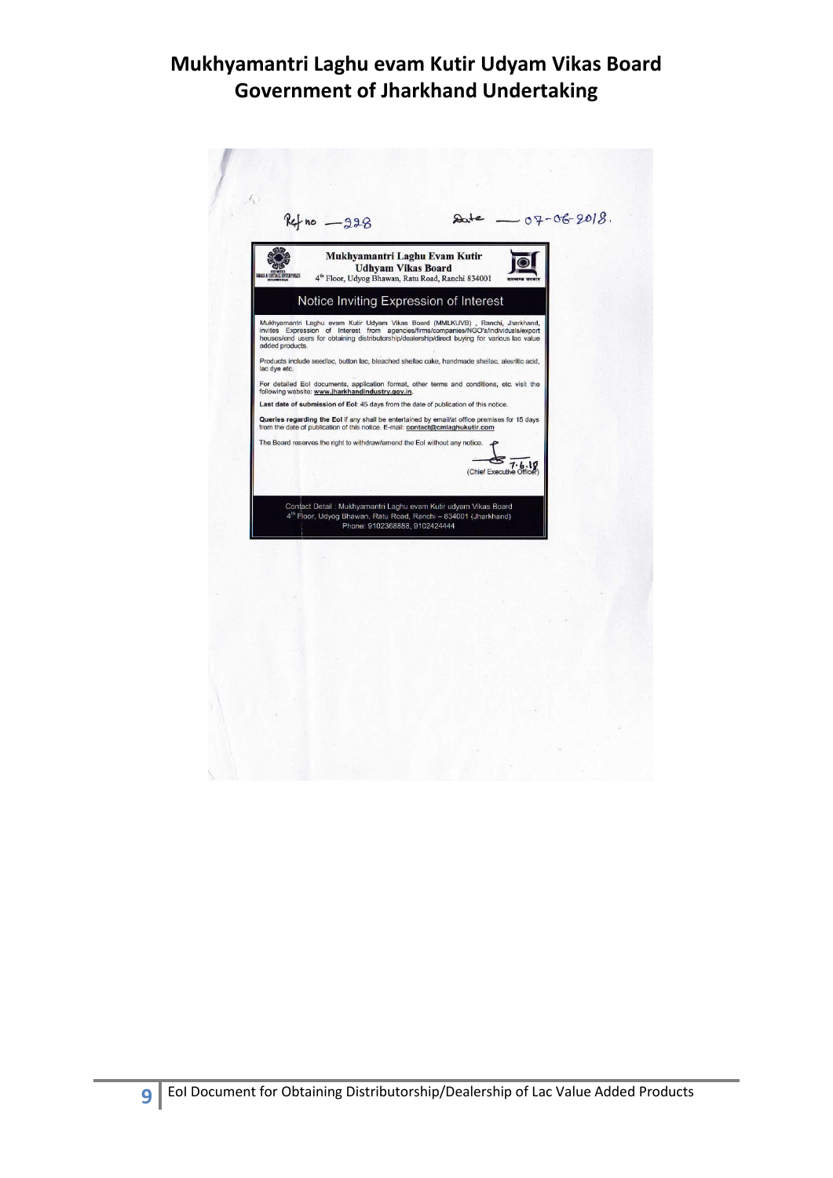# Mukhyamantri Laghu evam Kutir Udyam Vikas Board
# Government of Jharkhand Undertaking

Ref no — 228

Date — 07-06-2018.

**Mukhyamantri Laghu Evam Kutir Udhyam Vikas Board**
4th Floor, Udyog Bhawan, Ratu Road, Ranchi 834001

## Notice Inviting Expression of Interest

Mukhyamantri Laghu evam Kutir Udyam Vikas Board (MMLKUVB) , Ranchi, Jharkhand, invites Expression of Interest from agencies/firms/companies/NGO's/individuals/export houses/end users for obtaining distributorship/dealership/direct buying for various lac value added products.

Products include seedlac, button lac, bleached shellac cake, handmade shellac, aleuritic acid, lac dye etc.

For detailed EoI documents, application format, other terms and conditions, etc. visit the following website: **www.jharkhandindustry.gov.in**.

**Last date of submission of EoI**: 45 days from the date of publication of this notice.

**Queries regarding the EoI** if any shall be entertained by email/at office premises for 15 days from the date of publication of this notice. E-mail: **contact@cmlaghukutir.com**

The Board reserves the right to withdraw/amend the EoI without any notice.

7.6.18
(Chief Executive Officer)

Contact Detail : Mukhyamantri Laghu evam Kutir udyam Vikas Board
4th Floor, Udyog Bhawan, Ratu Road, Ranchi – 834001 (Jharkhand)
Phone: 9102368888, 9102424444